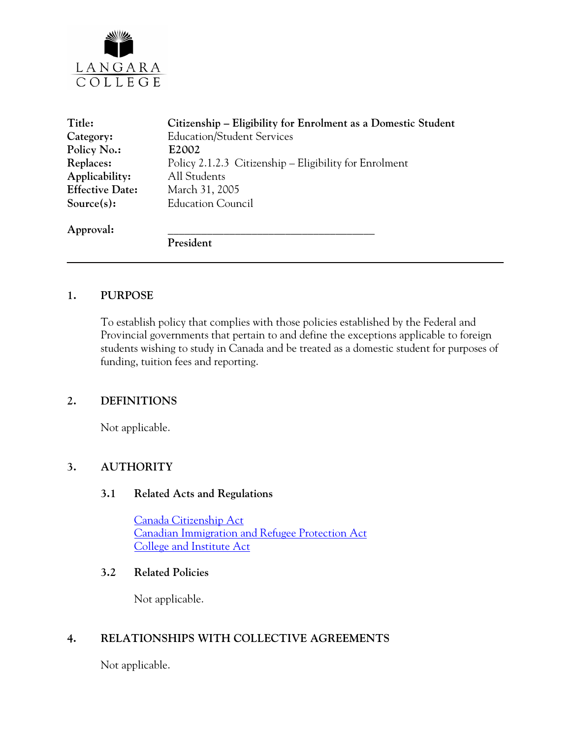LANGARA COLLEGE

| | |
|---|---|
| **Title:** | **Citizenship – Eligibility for Enrolment as a Domestic Student** |
| **Category:** | Education/Student Services |
| **Policy No.:** | **E2002** |
| **Replaces:** | Policy 2.1.2.3 Citizenship – Eligibility for Enrolment |
| **Applicability:** | All Students |
| **Effective Date:** | March 31, 2005 |
| **Source(s):** | Education Council |

**Approval:** ________________________________________

**President**

---

## 1. PURPOSE

To establish policy that complies with those policies established by the Federal and Provincial governments that pertain to and define the exceptions applicable to foreign students wishing to study in Canada and be treated as a domestic student for purposes of funding, tuition fees and reporting.

## 2. DEFINITIONS

Not applicable.

## 3. AUTHORITY

### 3.1 Related Acts and Regulations

Canada Citizenship Act
Canadian Immigration and Refugee Protection Act
College and Institute Act

### 3.2 Related Policies

Not applicable.

## 4. RELATIONSHIPS WITH COLLECTIVE AGREEMENTS

Not applicable.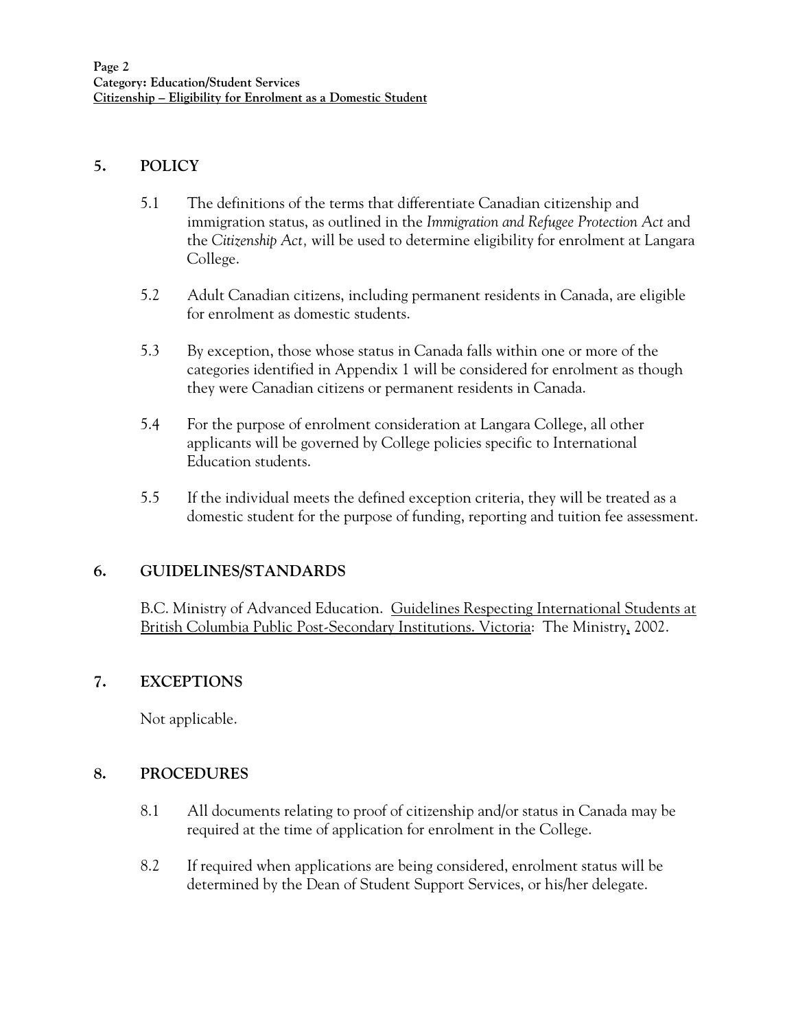## 5. POLICY

5.1 The definitions of the terms that differentiate Canadian citizenship and immigration status, as outlined in the *Immigration and Refugee Protection Act* and the *Citizenship Act,* will be used to determine eligibility for enrolment at Langara College.

5.2 Adult Canadian citizens, including permanent residents in Canada, are eligible for enrolment as domestic students.

5.3 By exception, those whose status in Canada falls within one or more of the categories identified in Appendix 1 will be considered for enrolment as though they were Canadian citizens or permanent residents in Canada.

5.4 For the purpose of enrolment consideration at Langara College, all other applicants will be governed by College policies specific to International Education students.

5.5 If the individual meets the defined exception criteria, they will be treated as a domestic student for the purpose of funding, reporting and tuition fee assessment.

## 6. GUIDELINES/STANDARDS

B.C. Ministry of Advanced Education. Guidelines Respecting International Students at British Columbia Public Post-Secondary Institutions. Victoria: The Ministry, 2002.

## 7. EXCEPTIONS

Not applicable.

## 8. PROCEDURES

8.1 All documents relating to proof of citizenship and/or status in Canada may be required at the time of application for enrolment in the College.

8.2 If required when applications are being considered, enrolment status will be determined by the Dean of Student Support Services, or his/her delegate.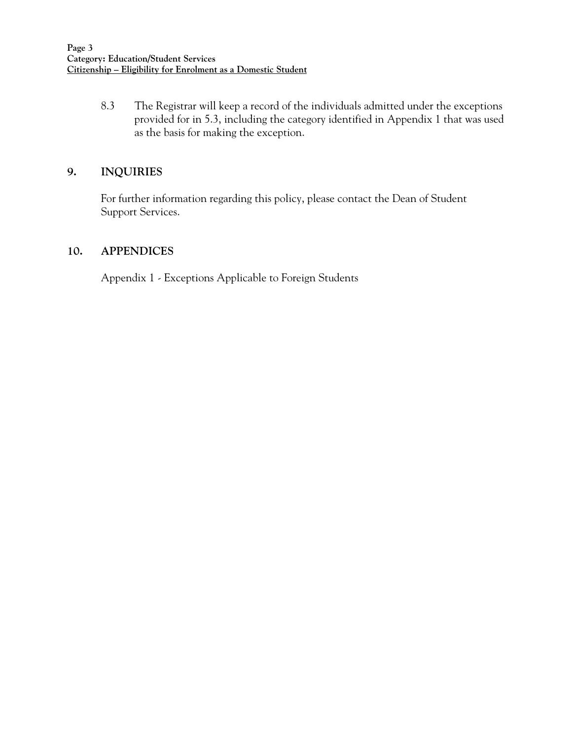8.3 The Registrar will keep a record of the individuals admitted under the exceptions provided for in 5.3, including the category identified in Appendix 1 that was used as the basis for making the exception.

## 9. INQUIRIES

For further information regarding this policy, please contact the Dean of Student Support Services.

## 10. APPENDICES

Appendix 1 - Exceptions Applicable to Foreign Students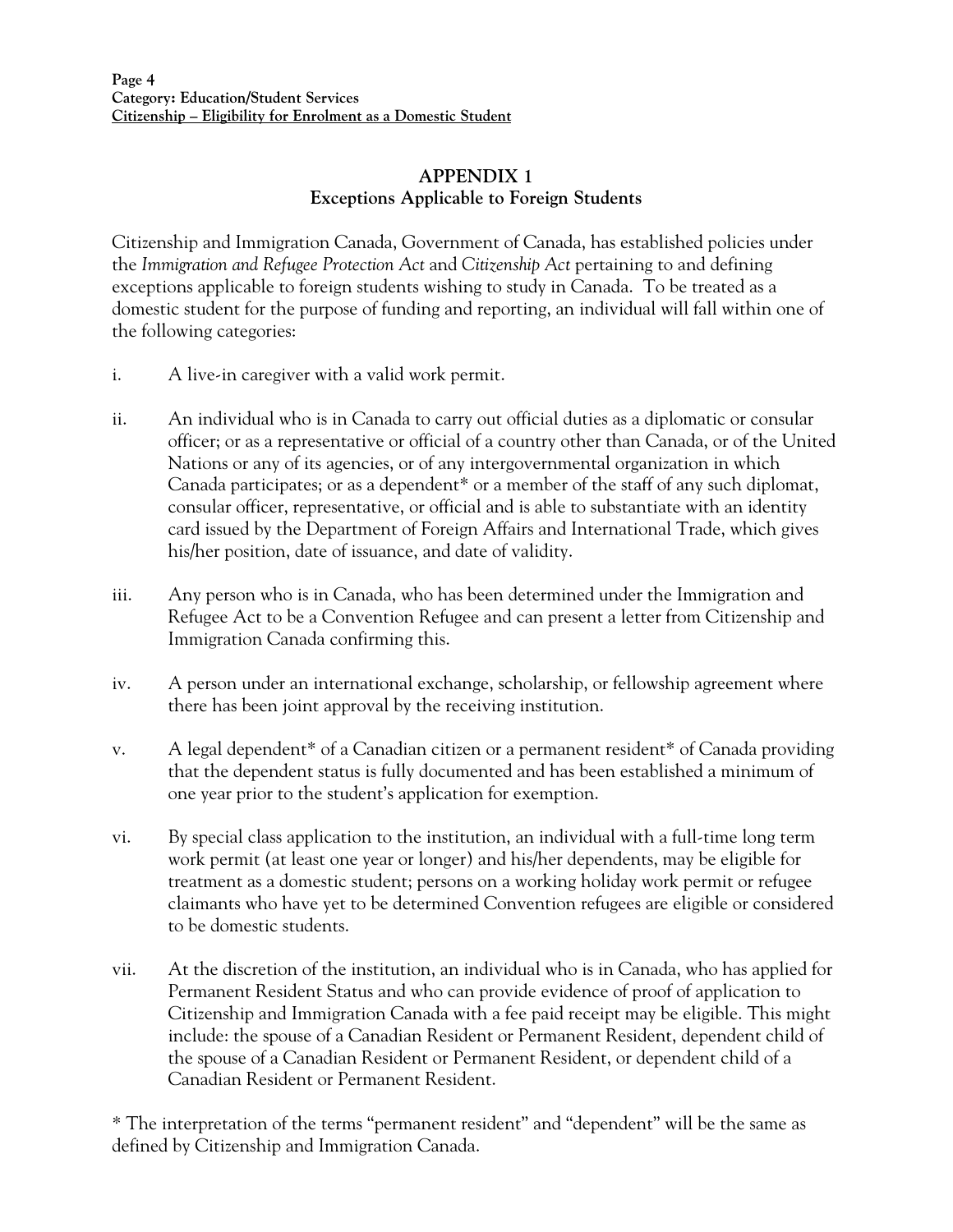## APPENDIX 1
### Exceptions Applicable to Foreign Students

Citizenship and Immigration Canada, Government of Canada, has established policies under the *Immigration and Refugee Protection Act* and *Citizenship Act* pertaining to and defining exceptions applicable to foreign students wishing to study in Canada. To be treated as a domestic student for the purpose of funding and reporting, an individual will fall within one of the following categories:

i. A live-in caregiver with a valid work permit.

ii. An individual who is in Canada to carry out official duties as a diplomatic or consular officer; or as a representative or official of a country other than Canada, or of the United Nations or any of its agencies, or of any intergovernmental organization in which Canada participates; or as a dependent* or a member of the staff of any such diplomat, consular officer, representative, or official and is able to substantiate with an identity card issued by the Department of Foreign Affairs and International Trade, which gives his/her position, date of issuance, and date of validity.

iii. Any person who is in Canada, who has been determined under the Immigration and Refugee Act to be a Convention Refugee and can present a letter from Citizenship and Immigration Canada confirming this.

iv. A person under an international exchange, scholarship, or fellowship agreement where there has been joint approval by the receiving institution.

v. A legal dependent* of a Canadian citizen or a permanent resident* of Canada providing that the dependent status is fully documented and has been established a minimum of one year prior to the student's application for exemption.

vi. By special class application to the institution, an individual with a full-time long term work permit (at least one year or longer) and his/her dependents, may be eligible for treatment as a domestic student; persons on a working holiday work permit or refugee claimants who have yet to be determined Convention refugees are eligible or considered to be domestic students.

vii. At the discretion of the institution, an individual who is in Canada, who has applied for Permanent Resident Status and who can provide evidence of proof of application to Citizenship and Immigration Canada with a fee paid receipt may be eligible. This might include: the spouse of a Canadian Resident or Permanent Resident, dependent child of the spouse of a Canadian Resident or Permanent Resident, or dependent child of a Canadian Resident or Permanent Resident.

* The interpretation of the terms "permanent resident" and "dependent" will be the same as defined by Citizenship and Immigration Canada.